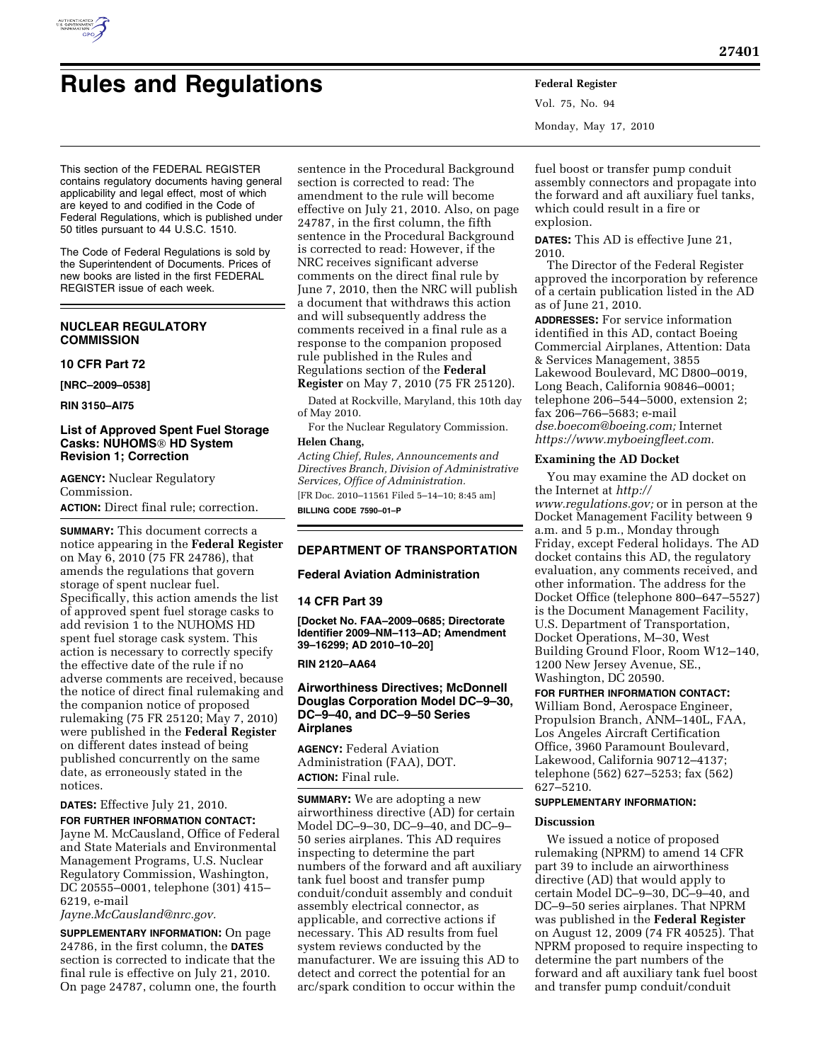# Rules and Regulations

This section of the FEDERAL REGISTER contains regulatory documents having general applicability and legal effect, most of which are keyed to and codified in the Code of Federal Regulations, which is published under 50 titles pursuant to 44 U.S.C. 1510.

The Code of Federal Regulations is sold by the Superintendent of Documents. Prices of new books are listed in the first FEDERAL REGISTER issue of each week.

## NUCLEAR REGULATORY COMMISSION

### 10 CFR Part 72

**[NRC–2009–0538]**

**RIN 3150–AI75**

### List of Approved Spent Fuel Storage Casks: NUHOMS® HD System Revision 1; Correction

**AGENCY:** Nuclear Regulatory Commission.

**ACTION:** Direct final rule; correction.

**SUMMARY:** This document corrects a notice appearing in the **Federal Register** on May 6, 2010 (75 FR 24786), that amends the regulations that govern storage of spent nuclear fuel. Specifically, this action amends the list of approved spent fuel storage casks to add revision 1 to the NUHOMS HD spent fuel storage cask system. This action is necessary to correctly specify the effective date of the rule if no adverse comments are received, because the notice of direct final rulemaking and the companion notice of proposed rulemaking (75 FR 25120; May 7, 2010) were published in the **Federal Register** on different dates instead of being published concurrently on the same date, as erroneously stated in the notices.

**DATES:** Effective July 21, 2010.

**FOR FURTHER INFORMATION CONTACT:** Jayne M. McCausland, Office of Federal and State Materials and Environmental Management Programs, U.S. Nuclear Regulatory Commission, Washington, DC 20555–0001, telephone (301) 415–6219, e-mail *Jayne.McCausland@nrc.gov.*

**SUPPLEMENTARY INFORMATION:** On page 24786, in the first column, the **DATES** section is corrected to indicate that the final rule is effective on July 21, 2010. On page 24787, column one, the fourth sentence in the Procedural Background section is corrected to read: The amendment to the rule will become effective on July 21, 2010. Also, on page 24787, in the first column, the fifth sentence in the Procedural Background is corrected to read: However, if the NRC receives significant adverse comments on the direct final rule by June 7, 2010, then the NRC will publish a document that withdraws this action and will subsequently address the comments received in a final rule as a response to the companion proposed rule published in the Rules and Regulations section of the **Federal Register** on May 7, 2010 (75 FR 25120).

Dated at Rockville, Maryland, this 10th day of May 2010.

For the Nuclear Regulatory Commission.

**Helen Chang,**

*Acting Chief, Rules, Announcements and Directives Branch, Division of Administrative Services, Office of Administration.*

[FR Doc. 2010–11561 Filed 5–14–10; 8:45 am]

**BILLING CODE 7590–01–P**

## DEPARTMENT OF TRANSPORTATION

### Federal Aviation Administration

### 14 CFR Part 39

**[Docket No. FAA–2009–0685; Directorate Identifier 2009–NM–113–AD; Amendment 39–16299; AD 2010–10–20]**

**RIN 2120–AA64**

### Airworthiness Directives; McDonnell Douglas Corporation Model DC–9–30, DC–9–40, and DC–9–50 Series Airplanes

**AGENCY:** Federal Aviation Administration (FAA), DOT.

**ACTION:** Final rule.

**SUMMARY:** We are adopting a new airworthiness directive (AD) for certain Model DC–9–30, DC–9–40, and DC–9–50 series airplanes. This AD requires inspecting to determine the part numbers of the forward and aft auxiliary tank fuel boost and transfer pump conduit/conduit assembly and conduit assembly electrical connector, as applicable, and corrective actions if necessary. This AD results from fuel system reviews conducted by the manufacturer. We are issuing this AD to detect and correct the potential for an arc/spark condition to occur within the fuel boost or transfer pump conduit assembly connectors and propagate into the forward and aft auxiliary fuel tanks, which could result in a fire or explosion.

**DATES:** This AD is effective June 21, 2010.

The Director of the Federal Register approved the incorporation by reference of a certain publication listed in the AD as of June 21, 2010.

**ADDRESSES:** For service information identified in this AD, contact Boeing Commercial Airplanes, Attention: Data & Services Management, 3855 Lakewood Boulevard, MC D800–0019, Long Beach, California 90846–0001; telephone 206–544–5000, extension 2; fax 206–766–5683; e-mail *dse.boecom@boeing.com;* Internet *https://www.myboeingfleet.com.*

#### Examining the AD Docket

You may examine the AD docket on the Internet at *http://www.regulations.gov;* or in person at the Docket Management Facility between 9 a.m. and 5 p.m., Monday through Friday, except Federal holidays. The AD docket contains this AD, the regulatory evaluation, any comments received, and other information. The address for the Docket Office (telephone 800–647–5527) is the Document Management Facility, U.S. Department of Transportation, Docket Operations, M–30, West Building Ground Floor, Room W12–140, 1200 New Jersey Avenue, SE., Washington, DC 20590.

**FOR FURTHER INFORMATION CONTACT:** William Bond, Aerospace Engineer, Propulsion Branch, ANM–140L, FAA, Los Angeles Aircraft Certification Office, 3960 Paramount Boulevard, Lakewood, California 90712–4137; telephone (562) 627–5253; fax (562) 627–5210.

**SUPPLEMENTARY INFORMATION:**

#### Discussion

We issued a notice of proposed rulemaking (NPRM) to amend 14 CFR part 39 to include an airworthiness directive (AD) that would apply to certain Model DC–9–30, DC–9–40, and DC–9–50 series airplanes. That NPRM was published in the **Federal Register** on August 12, 2009 (74 FR 40525). That NPRM proposed to require inspecting to determine the part numbers of the forward and aft auxiliary tank fuel boost and transfer pump conduit/conduit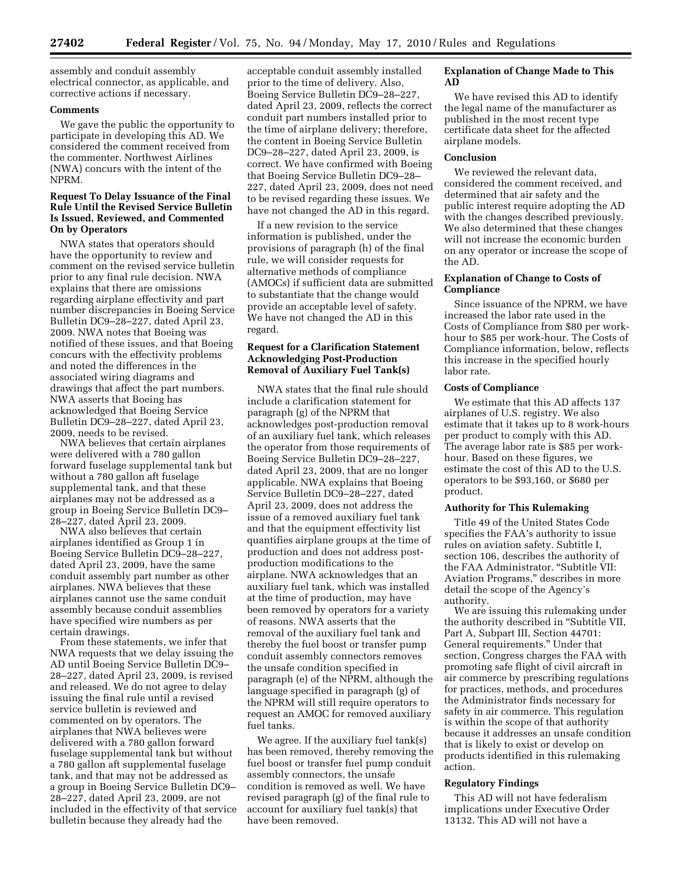assembly and conduit assembly electrical connector, as applicable, and corrective actions if necessary.

**Comments**

We gave the public the opportunity to participate in developing this AD. We considered the comment received from the commenter. Northwest Airlines (NWA) concurs with the intent of the NPRM.

**Request To Delay Issuance of the Final Rule Until the Revised Service Bulletin Is Issued, Reviewed, and Commented On by Operators**

NWA states that operators should have the opportunity to review and comment on the revised service bulletin prior to any final rule decision. NWA explains that there are omissions regarding airplane effectivity and part number discrepancies in Boeing Service Bulletin DC9–28–227, dated April 23, 2009. NWA notes that Boeing was notified of these issues, and that Boeing concurs with the effectivity problems and noted the differences in the associated wiring diagrams and drawings that affect the part numbers. NWA asserts that Boeing has acknowledged that Boeing Service Bulletin DC9–28–227, dated April 23, 2009, needs to be revised.

NWA believes that certain airplanes were delivered with a 780 gallon forward fuselage supplemental tank but without a 780 gallon aft fuselage supplemental tank, and that these airplanes may not be addressed as a group in Boeing Service Bulletin DC9–28–227, dated April 23, 2009.

NWA also believes that certain airplanes identified as Group 1 in Boeing Service Bulletin DC9–28–227, dated April 23, 2009, have the same conduit assembly part number as other airplanes. NWA believes that these airplanes cannot use the same conduit assembly because conduit assemblies have specified wire numbers as per certain drawings.

From these statements, we infer that NWA requests that we delay issuing the AD until Boeing Service Bulletin DC9–28–227, dated April 23, 2009, is revised and released. We do not agree to delay issuing the final rule until a revised service bulletin is reviewed and commented on by operators. The airplanes that NWA believes were delivered with a 780 gallon forward fuselage supplemental tank but without a 780 gallon aft supplemental fuselage tank, and that may not be addressed as a group in Boeing Service Bulletin DC9–28–227, dated April 23, 2009, are not included in the effectivity of that service bulletin because they already had the acceptable conduit assembly installed prior to the time of delivery. Also, Boeing Service Bulletin DC9–28–227, dated April 23, 2009, reflects the correct conduit part numbers installed prior to the time of airplane delivery; therefore, the content in Boeing Service Bulletin DC9–28–227, dated April 23, 2009, is correct. We have confirmed with Boeing that Boeing Service Bulletin DC9–28–227, dated April 23, 2009, does not need to be revised regarding these issues. We have not changed the AD in this regard.

If a new revision to the service information is published, under the provisions of paragraph (h) of the final rule, we will consider requests for alternative methods of compliance (AMOCs) if sufficient data are submitted to substantiate that the change would provide an acceptable level of safety. We have not changed the AD in this regard.

**Request for a Clarification Statement Acknowledging Post-Production Removal of Auxiliary Fuel Tank(s)**

NWA states that the final rule should include a clarification statement for paragraph (g) of the NPRM that acknowledges post-production removal of an auxiliary fuel tank, which releases the operator from those requirements of Boeing Service Bulletin DC9–28–227, dated April 23, 2009, that are no longer applicable. NWA explains that Boeing Service Bulletin DC9–28–227, dated April 23, 2009, does not address the issue of a removed auxiliary fuel tank and that the equipment effectivity list quantifies airplane groups at the time of production and does not address post-production modifications to the airplane. NWA acknowledges that an auxiliary fuel tank, which was installed at the time of production, may have been removed by operators for a variety of reasons. NWA asserts that the removal of the auxiliary fuel tank and thereby the fuel boost or transfer pump conduit assembly connectors removes the unsafe condition specified in paragraph (e) of the NPRM, although the language specified in paragraph (g) of the NPRM will still require operators to request an AMOC for removed auxiliary fuel tanks.

We agree. If the auxiliary fuel tank(s) has been removed, thereby removing the fuel boost or transfer fuel pump conduit assembly connectors, the unsafe condition is removed as well. We have revised paragraph (g) of the final rule to account for auxiliary fuel tank(s) that have been removed.

**Explanation of Change Made to This AD**

We have revised this AD to identify the legal name of the manufacturer as published in the most recent type certificate data sheet for the affected airplane models.

**Conclusion**

We reviewed the relevant data, considered the comment received, and determined that air safety and the public interest require adopting the AD with the changes described previously. We also determined that these changes will not increase the economic burden on any operator or increase the scope of the AD.

**Explanation of Change to Costs of Compliance**

Since issuance of the NPRM, we have increased the labor rate used in the Costs of Compliance from $80 per work-hour to $85 per work-hour. The Costs of Compliance information, below, reflects this increase in the specified hourly labor rate.

**Costs of Compliance**

We estimate that this AD affects 137 airplanes of U.S. registry. We also estimate that it takes up to 8 work-hours per product to comply with this AD. The average labor rate is $85 per work-hour. Based on these figures, we estimate the cost of this AD to the U.S. operators to be $93,160, or $680 per product.

**Authority for This Rulemaking**

Title 49 of the United States Code specifies the FAA's authority to issue rules on aviation safety. Subtitle I, section 106, describes the authority of the FAA Administrator. "Subtitle VII: Aviation Programs," describes in more detail the scope of the Agency's authority.

We are issuing this rulemaking under the authority described in "Subtitle VII, Part A, Subpart III, Section 44701: General requirements." Under that section, Congress charges the FAA with promoting safe flight of civil aircraft in air commerce by prescribing regulations for practices, methods, and procedures the Administrator finds necessary for safety in air commerce. This regulation is within the scope of that authority because it addresses an unsafe condition that is likely to exist or develop on products identified in this rulemaking action.

**Regulatory Findings**

This AD will not have federalism implications under Executive Order 13132. This AD will not have a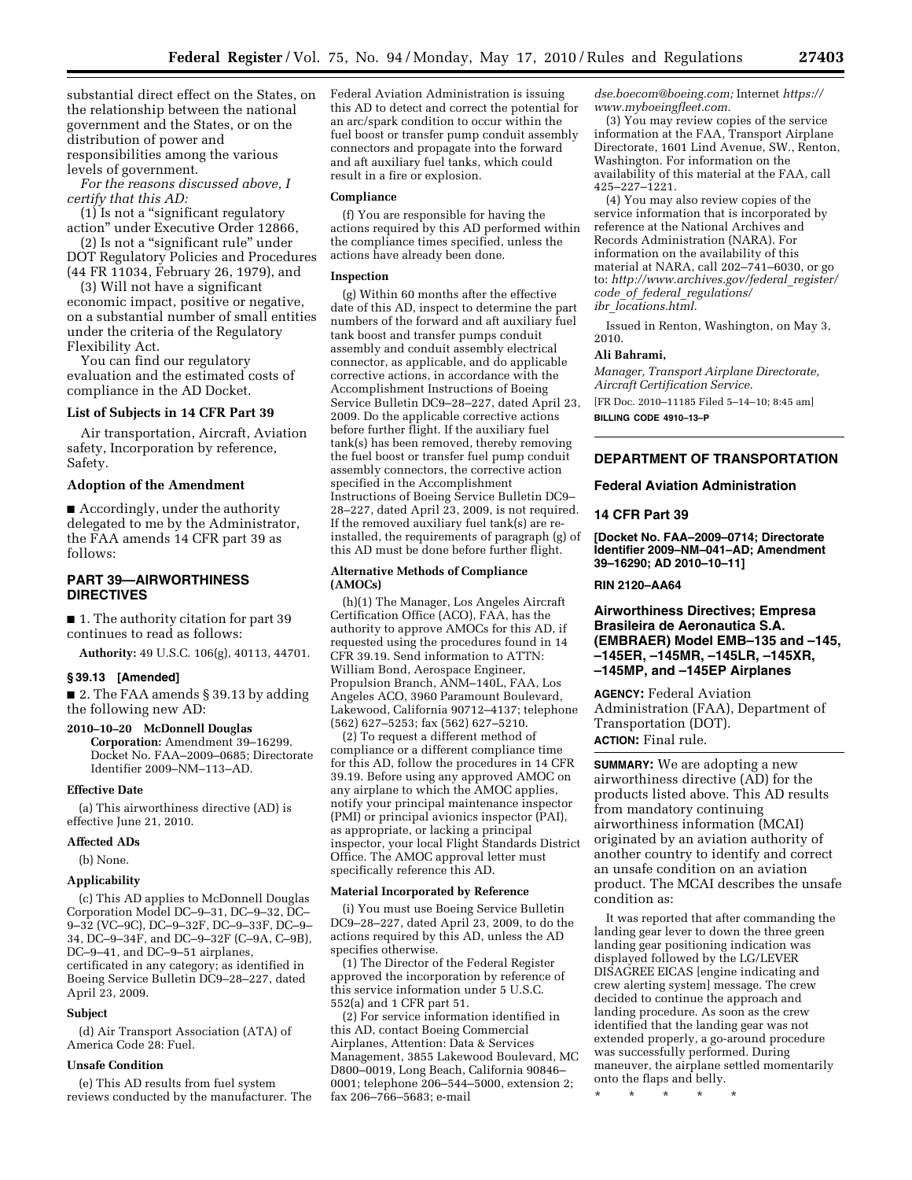substantial direct effect on the States, on the relationship between the national government and the States, or on the distribution of power and responsibilities among the various levels of government.

*For the reasons discussed above, I certify that this AD:*

(1) Is not a "significant regulatory action" under Executive Order 12866,

(2) Is not a "significant rule" under DOT Regulatory Policies and Procedures (44 FR 11034, February 26, 1979), and

(3) Will not have a significant economic impact, positive or negative, on a substantial number of small entities under the criteria of the Regulatory Flexibility Act.

You can find our regulatory evaluation and the estimated costs of compliance in the AD Docket.

### List of Subjects in 14 CFR Part 39

Air transportation, Aircraft, Aviation safety, Incorporation by reference, Safety.

### Adoption of the Amendment

■ Accordingly, under the authority delegated to me by the Administrator, the FAA amends 14 CFR part 39 as follows:

## PART 39—AIRWORTHINESS DIRECTIVES

■ 1. The authority citation for part 39 continues to read as follows:

**Authority:** 49 U.S.C. 106(g), 40113, 44701.

### § 39.13 [Amended]

■ 2. The FAA amends § 39.13 by adding the following new AD:

**2010–10–20 McDonnell Douglas Corporation:** Amendment 39–16299. Docket No. FAA–2009–0685; Directorate Identifier 2009–NM–113–AD.

#### Effective Date

(a) This airworthiness directive (AD) is effective June 21, 2010.

#### Affected ADs

(b) None.

#### Applicability

(c) This AD applies to McDonnell Douglas Corporation Model DC–9–31, DC–9–32, DC–9–32 (VC–9C), DC–9–32F, DC–9–33F, DC–9–34, DC–9–34F, and DC–9–32F (C–9A, C–9B), DC–9–41, and DC–9–51 airplanes, certificated in any category; as identified in Boeing Service Bulletin DC9–28–227, dated April 23, 2009.

#### Subject

(d) Air Transport Association (ATA) of America Code 28: Fuel.

#### Unsafe Condition

(e) This AD results from fuel system reviews conducted by the manufacturer. The Federal Aviation Administration is issuing this AD to detect and correct the potential for an arc/spark condition to occur within the fuel boost or transfer pump conduit assembly connectors and propagate into the forward and aft auxiliary fuel tanks, which could result in a fire or explosion.

#### Compliance

(f) You are responsible for having the actions required by this AD performed within the compliance times specified, unless the actions have already been done.

#### Inspection

(g) Within 60 months after the effective date of this AD, inspect to determine the part numbers of the forward and aft auxiliary fuel tank boost and transfer pumps conduit assembly and conduit assembly electrical connector, as applicable, and do applicable corrective actions, in accordance with the Accomplishment Instructions of Boeing Service Bulletin DC9–28–227, dated April 23, 2009. Do the applicable corrective actions before further flight. If the auxiliary fuel tank(s) has been removed, thereby removing the fuel boost or transfer fuel pump conduit assembly connectors, the corrective action specified in the Accomplishment Instructions of Boeing Service Bulletin DC9–28–227, dated April 23, 2009, is not required. If the removed auxiliary fuel tank(s) are re-installed, the requirements of paragraph (g) of this AD must be done before further flight.

#### Alternative Methods of Compliance (AMOCs)

(h)(1) The Manager, Los Angeles Aircraft Certification Office (ACO), FAA, has the authority to approve AMOCs for this AD, if requested using the procedures found in 14 CFR 39.19. Send information to ATTN: William Bond, Aerospace Engineer, Propulsion Branch, ANM–140L, FAA, Los Angeles ACO, 3960 Paramount Boulevard, Lakewood, California 90712–4137; telephone (562) 627–5253; fax (562) 627–5210.

(2) To request a different method of compliance or a different compliance time for this AD, follow the procedures in 14 CFR 39.19. Before using any approved AMOC on any airplane to which the AMOC applies, notify your principal maintenance inspector (PMI) or principal avionics inspector (PAI), as appropriate, or lacking a principal inspector, your local Flight Standards District Office. The AMOC approval letter must specifically reference this AD.

#### Material Incorporated by Reference

(i) You must use Boeing Service Bulletin DC9–28–227, dated April 23, 2009, to do the actions required by this AD, unless the AD specifies otherwise.

(1) The Director of the Federal Register approved the incorporation by reference of this service information under 5 U.S.C. 552(a) and 1 CFR part 51.

(2) For service information identified in this AD, contact Boeing Commercial Airplanes, Attention: Data & Services Management, 3855 Lakewood Boulevard, MC D800–0019, Long Beach, California 90846–0001; telephone 206–544–5000, extension 2; fax 206–766–5683; e-mail *dse.boecom@boeing.com;* Internet *https://www.myboeingfleet.com.*

(3) You may review copies of the service information at the FAA, Transport Airplane Directorate, 1601 Lind Avenue, SW., Renton, Washington. For information on the availability of this material at the FAA, call 425–227–1221.

(4) You may also review copies of the service information that is incorporated by reference at the National Archives and Records Administration (NARA). For information on the availability of this material at NARA, call 202–741–6030, or go to: *http://www.archives.gov/federal_register/code_of_federal_regulations/ibr_locations.html.*

Issued in Renton, Washington, on May 3, 2010.

**Ali Bahrami,**

*Manager, Transport Airplane Directorate, Aircraft Certification Service.*

[FR Doc. 2010–11185 Filed 5–14–10; 8:45 am]

**BILLING CODE 4910–13–P**

---

## DEPARTMENT OF TRANSPORTATION

### Federal Aviation Administration

### 14 CFR Part 39

**[Docket No. FAA–2009–0714; Directorate Identifier 2009–NM–041–AD; Amendment 39–16290; AD 2010–10–11]**

**RIN 2120–AA64**

## Airworthiness Directives; Empresa Brasileira de Aeronautica S.A. (EMBRAER) Model EMB–135 and –145, –145ER, –145MR, –145LR, –145XR, –145MP, and –145EP Airplanes

**AGENCY:** Federal Aviation Administration (FAA), Department of Transportation (DOT).

**ACTION:** Final rule.

**SUMMARY:** We are adopting a new airworthiness directive (AD) for the products listed above. This AD results from mandatory continuing airworthiness information (MCAI) originated by an aviation authority of another country to identify and correct an unsafe condition on an aviation product. The MCAI describes the unsafe condition as:

> It was reported that after commanding the landing gear lever to down the three green landing gear positioning indication was displayed followed by the LG/LEVER DISAGREE EICAS [engine indicating and crew alerting system] message. The crew decided to continue the approach and landing procedure. As soon as the crew identified that the landing gear was not extended properly, a go-around procedure was successfully performed. During maneuver, the airplane settled momentarily onto the flaps and belly.
>
> \* \* \* \* \*